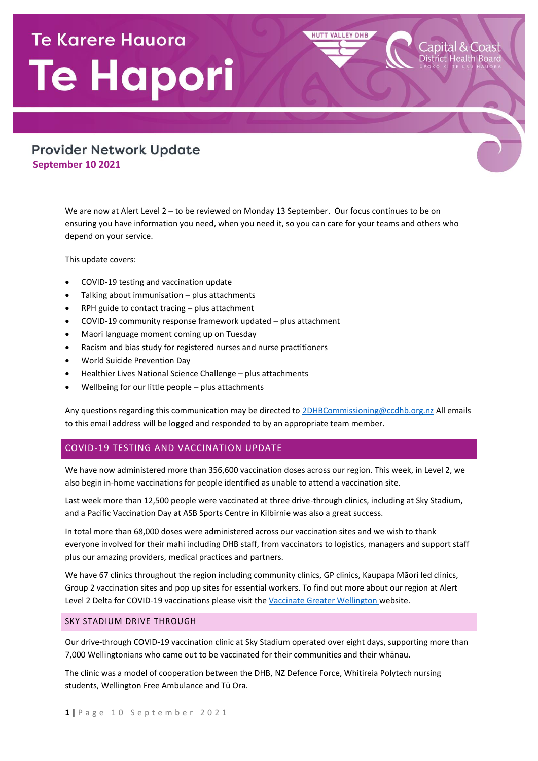# Te Karere Hauora

# Te Hapori

## Provider Network Update

**September 10 2021**

We are now at Alert Level 2 – to be reviewed on Monday 13 September. Our focus continues to be on ensuring you have information you need, when you need it, so you can care for your teams and others who depend on your service.

This update covers:

- COVID-19 testing and vaccination update
- Talking about immunisation – plus attachments
- RPH guide to contact tracing – plus attachment
- COVID-19 community response framework updated – plus attachment
- Maori language moment coming up on Tuesday
- Racism and bias study for registered nurses and nurse practitioners
- World Suicide Prevention Day
- Healthier Lives National Science Challenge – plus attachments
- Wellbeing for our little people – plus attachments

Any questions regarding this communication may be directed to [2DHBCommissioning@ccdhb.org.nz](mailto:2DHBCommissioning@ccdhb.org.nz) All emails to this email address will be logged and responded to by an appropriate team member.

## COVID-19 TESTING AND VACCINATION UPDATE

We have now administered more than 356,600 vaccination doses across our region. This week, in Level 2, we also begin in-home vaccinations for people identified as unable to attend a vaccination site.

Last week more than 12,500 people were vaccinated at three drive-through clinics, including at Sky Stadium, and a Pacific Vaccination Day at ASB Sports Centre in Kilbirnie was also a great success.

In total more than 68,000 doses were administered across our vaccination sites and we wish to thank everyone involved for their mahi including DHB staff, from vaccinators to logistics, managers and support staff plus our amazing providers, medical practices and partners.

We have 67 clinics throughout the region including community clinics, GP clinics, Kaupapa Māori led clinics, Group 2 vaccination sites and pop up sites for essential workers. To find out more about our region at Alert Level 2 Delta for COVID-19 vaccinations please visit the [Vaccinate Greater Wellington](#) website.

### SKY STADIUM DRIVE THROUGH

Our drive-through COVID-19 vaccination clinic at Sky Stadium operated over eight days, supporting more than 7,000 Wellingtonians who came out to be vaccinated for their communities and their whānau.

The clinic was a model of cooperation between the DHB, NZ Defence Force, Whitireia Polytech nursing students, Wellington Free Ambulance and Tū Ora.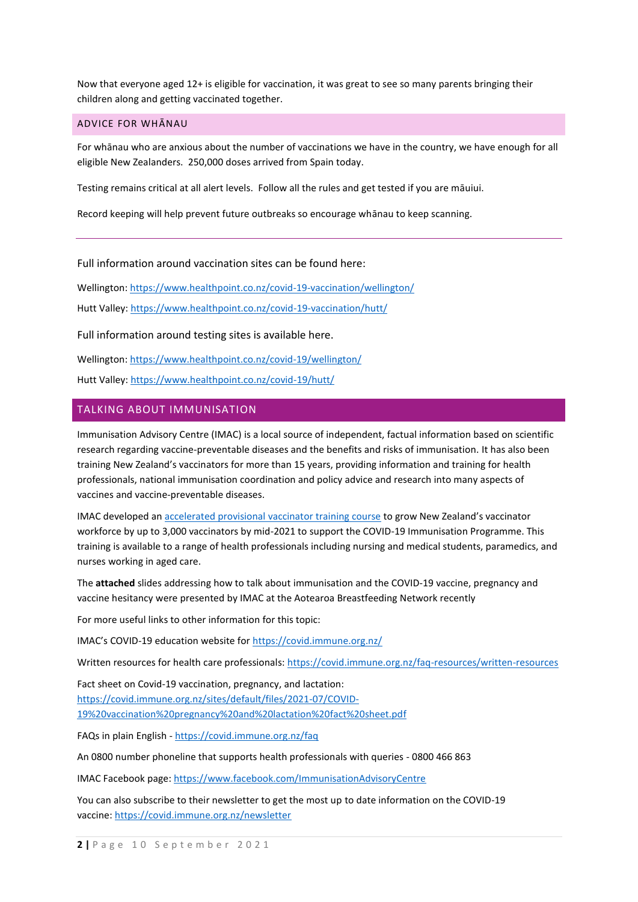Now that everyone aged 12+ is eligible for vaccination, it was great to see so many parents bringing their children along and getting vaccinated together.

## ADVICE FOR WHĀNAU

For whānau who are anxious about the number of vaccinations we have in the country, we have enough for all eligible New Zealanders. 250,000 doses arrived from Spain today.

Testing remains critical at all alert levels. Follow all the rules and get tested if you are māuiui.

Record keeping will help prevent future outbreaks so encourage whānau to keep scanning.

---

Full information around vaccination sites can be found here:

Wellington: https://www.healthpoint.co.nz/covid-19-vaccination/wellington/

Hutt Valley: https://www.healthpoint.co.nz/covid-19-vaccination/hutt/

Full information around testing sites is available here.

Wellington: https://www.healthpoint.co.nz/covid-19/wellington/

Hutt Valley: https://www.healthpoint.co.nz/covid-19/hutt/

## TALKING ABOUT IMMUNISATION

Immunisation Advisory Centre (IMAC) is a local source of independent, factual information based on scientific research regarding vaccine-preventable diseases and the benefits and risks of immunisation. It has also been training New Zealand's vaccinators for more than 15 years, providing information and training for health professionals, national immunisation coordination and policy advice and research into many aspects of vaccines and vaccine-preventable diseases.

IMAC developed an accelerated provisional vaccinator training course to grow New Zealand's vaccinator workforce by up to 3,000 vaccinators by mid-2021 to support the COVID-19 Immunisation Programme. This training is available to a range of health professionals including nursing and medical students, paramedics, and nurses working in aged care.

The **attached** slides addressing how to talk about immunisation and the COVID-19 vaccine, pregnancy and vaccine hesitancy were presented by IMAC at the Aotearoa Breastfeeding Network recently

For more useful links to other information for this topic:

IMAC's COVID-19 education website for https://covid.immune.org.nz/

Written resources for health care professionals: https://covid.immune.org.nz/faq-resources/written-resources

Fact sheet on Covid-19 vaccination, pregnancy, and lactation: https://covid.immune.org.nz/sites/default/files/2021-07/COVID-19%20vaccination%20pregnancy%20and%20lactation%20fact%20sheet.pdf

FAQs in plain English - https://covid.immune.org.nz/faq

An 0800 number phoneline that supports health professionals with queries - 0800 466 863

IMAC Facebook page: https://www.facebook.com/ImmunisationAdvisoryCentre

You can also subscribe to their newsletter to get the most up to date information on the COVID-19 vaccine: https://covid.immune.org.nz/newsletter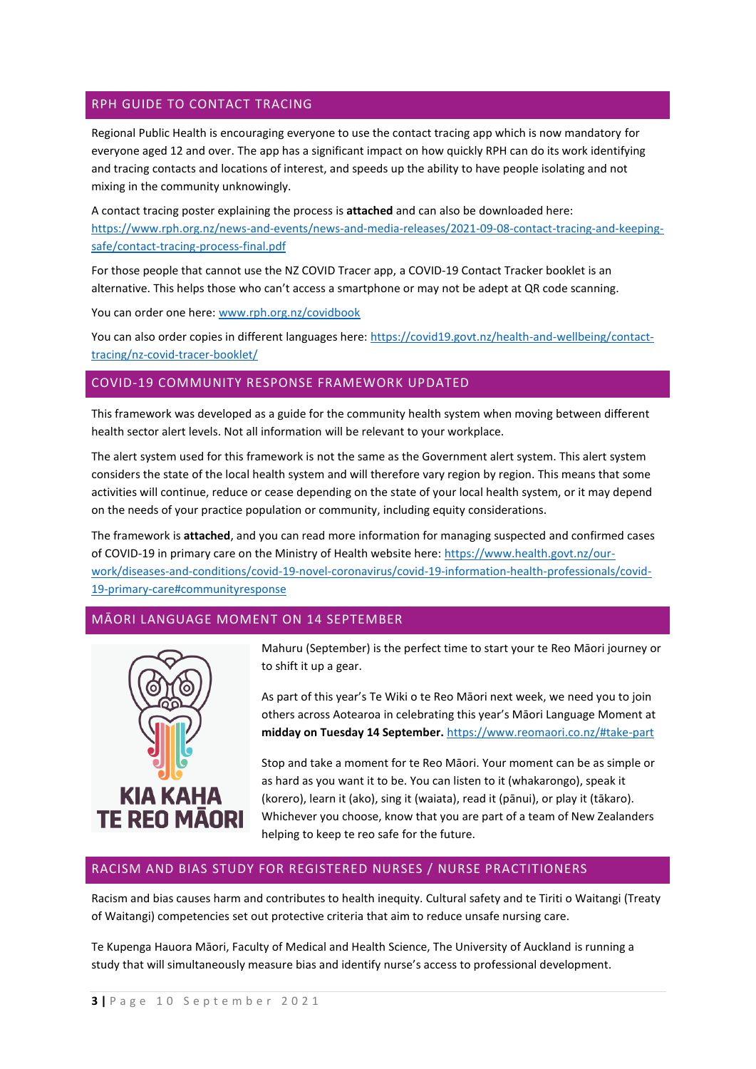## RPH GUIDE TO CONTACT TRACING

Regional Public Health is encouraging everyone to use the contact tracing app which is now mandatory for everyone aged 12 and over. The app has a significant impact on how quickly RPH can do its work identifying and tracing contacts and locations of interest, and speeds up the ability to have people isolating and not mixing in the community unknowingly.

A contact tracing poster explaining the process is **attached** and can also be downloaded here: https://www.rph.org.nz/news-and-events/news-and-media-releases/2021-09-08-contact-tracing-and-keeping-safe/contact-tracing-process-final.pdf

For those people that cannot use the NZ COVID Tracer app, a COVID-19 Contact Tracker booklet is an alternative. This helps those who can't access a smartphone or may not be adept at QR code scanning.

You can order one here: www.rph.org.nz/covidbook

You can also order copies in different languages here: https://covid19.govt.nz/health-and-wellbeing/contact-tracing/nz-covid-tracer-booklet/

## COVID-19 COMMUNITY RESPONSE FRAMEWORK UPDATED

This framework was developed as a guide for the community health system when moving between different health sector alert levels. Not all information will be relevant to your workplace.

The alert system used for this framework is not the same as the Government alert system. This alert system considers the state of the local health system and will therefore vary region by region. This means that some activities will continue, reduce or cease depending on the state of your local health system, or it may depend on the needs of your practice population or community, including equity considerations.

The framework is **attached**, and you can read more information for managing suspected and confirmed cases of COVID-19 in primary care on the Ministry of Health website here: https://www.health.govt.nz/our-work/diseases-and-conditions/covid-19-novel-coronavirus/covid-19-information-health-professionals/covid-19-primary-care#communityresponse

## MĀORI LANGUAGE MOMENT ON 14 SEPTEMBER

KIA KAHA TE REO MĀORI

Mahuru (September) is the perfect time to start your te Reo Māori journey or to shift it up a gear.

As part of this year's Te Wiki o te Reo Māori next week, we need you to join others across Aotearoa in celebrating this year's Māori Language Moment at **midday on Tuesday 14 September.** https://www.reomaori.co.nz/#take-part

Stop and take a moment for te Reo Māori. Your moment can be as simple or as hard as you want it to be. You can listen to it (whakarongo), speak it (korero), learn it (ako), sing it (waiata), read it (pānui), or play it (tākaro). Whichever you choose, know that you are part of a team of New Zealanders helping to keep te reo safe for the future.

## RACISM AND BIAS STUDY FOR REGISTERED NURSES / NURSE PRACTITIONERS

Racism and bias causes harm and contributes to health inequity. Cultural safety and te Tiriti o Waitangi (Treaty of Waitangi) competencies set out protective criteria that aim to reduce unsafe nursing care.

Te Kupenga Hauora Māori, Faculty of Medical and Health Science, The University of Auckland is running a study that will simultaneously measure bias and identify nurse's access to professional development.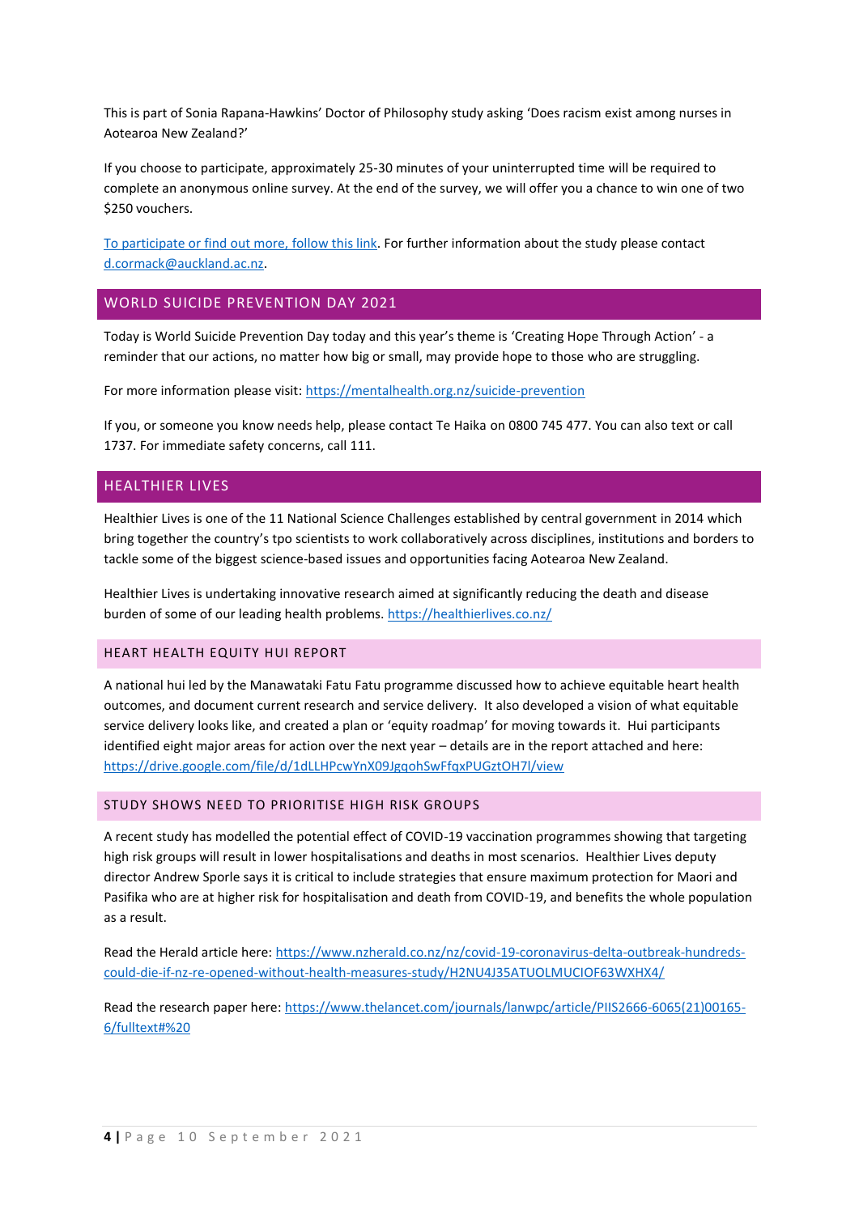This is part of Sonia Rapana-Hawkins' Doctor of Philosophy study asking 'Does racism exist among nurses in Aotearoa New Zealand?'

If you choose to participate, approximately 25-30 minutes of your uninterrupted time will be required to complete an anonymous online survey. At the end of the survey, we will offer you a chance to win one of two $250 vouchers.

To participate or find out more, follow this link. For further information about the study please contact d.cormack@auckland.ac.nz.

## WORLD SUICIDE PREVENTION DAY 2021

Today is World Suicide Prevention Day today and this year's theme is 'Creating Hope Through Action' - a reminder that our actions, no matter how big or small, may provide hope to those who are struggling.

For more information please visit: https://mentalhealth.org.nz/suicide-prevention

If you, or someone you know needs help, please contact Te Haika on 0800 745 477. You can also text or call 1737. For immediate safety concerns, call 111.

## HEALTHIER LIVES

Healthier Lives is one of the 11 National Science Challenges established by central government in 2014 which bring together the country's tpo scientists to work collaboratively across disciplines, institutions and borders to tackle some of the biggest science-based issues and opportunities facing Aotearoa New Zealand.

Healthier Lives is undertaking innovative research aimed at significantly reducing the death and disease burden of some of our leading health problems. https://healthierlives.co.nz/

### HEART HEALTH EQUITY HUI REPORT

A national hui led by the Manawataki Fatu Fatu programme discussed how to achieve equitable heart health outcomes, and document current research and service delivery. It also developed a vision of what equitable service delivery looks like, and created a plan or 'equity roadmap' for moving towards it. Hui participants identified eight major areas for action over the next year – details are in the report attached and here: https://drive.google.com/file/d/1dLLHPcwYnX09JgqohSwFfqxPUGztOH7l/view

### STUDY SHOWS NEED TO PRIORITISE HIGH RISK GROUPS

A recent study has modelled the potential effect of COVID-19 vaccination programmes showing that targeting high risk groups will result in lower hospitalisations and deaths in most scenarios. Healthier Lives deputy director Andrew Sporle says it is critical to include strategies that ensure maximum protection for Maori and Pasifika who are at higher risk for hospitalisation and death from COVID-19, and benefits the whole population as a result.

Read the Herald article here: https://www.nzherald.co.nz/nz/covid-19-coronavirus-delta-outbreak-hundreds-could-die-if-nz-re-opened-without-health-measures-study/H2NU4J35ATUOLMUCIOF63WXHX4/

Read the research paper here: https://www.thelancet.com/journals/lanwpc/article/PIIS2666-6065(21)00165-6/fulltext#%20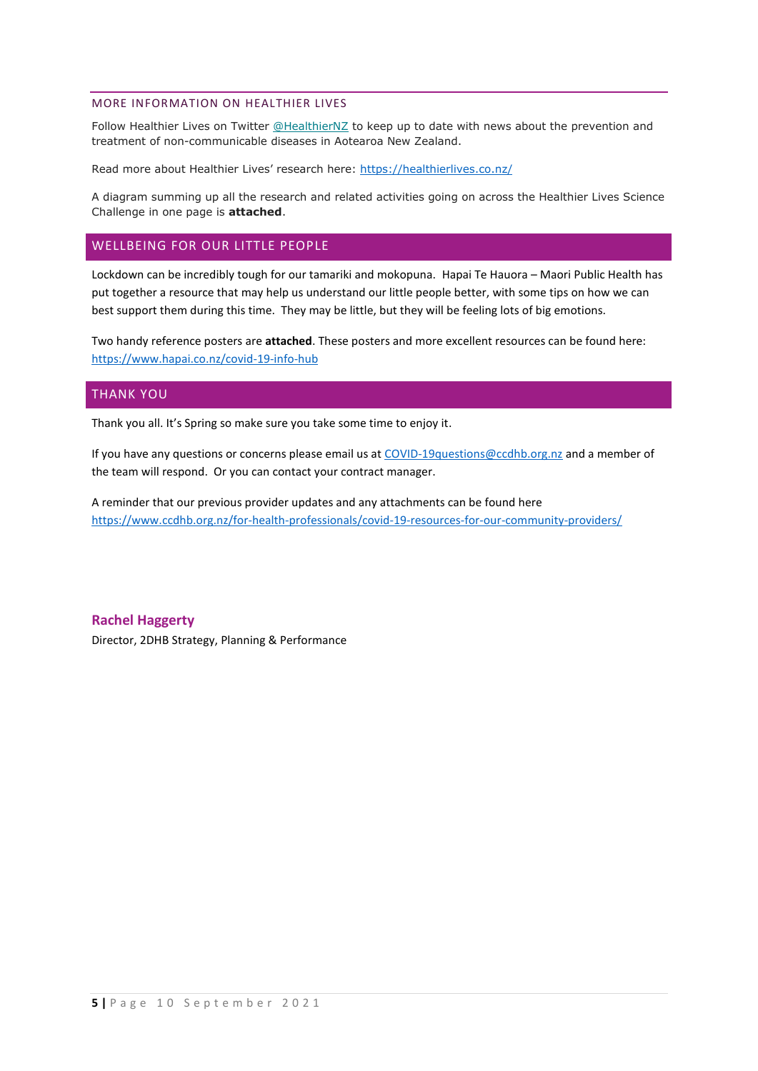## MORE INFORMATION ON HEALTHIER LIVES

Follow Healthier Lives on Twitter @HealthierNZ to keep up to date with news about the prevention and treatment of non-communicable diseases in Aotearoa New Zealand.

Read more about Healthier Lives' research here: https://healthierlives.co.nz/

A diagram summing up all the research and related activities going on across the Healthier Lives Science Challenge in one page is **attached**.

## WELLBEING FOR OUR LITTLE PEOPLE

Lockdown can be incredibly tough for our tamariki and mokopuna. Hapai Te Hauora – Maori Public Health has put together a resource that may help us understand our little people better, with some tips on how we can best support them during this time. They may be little, but they will be feeling lots of big emotions.

Two handy reference posters are **attached**. These posters and more excellent resources can be found here: https://www.hapai.co.nz/covid-19-info-hub

## THANK YOU

Thank you all. It's Spring so make sure you take some time to enjoy it.

If you have any questions or concerns please email us at COVID-19questions@ccdhb.org.nz and a member of the team will respond. Or you can contact your contract manager.

A reminder that our previous provider updates and any attachments can be found here https://www.ccdhb.org.nz/for-health-professionals/covid-19-resources-for-our-community-providers/

**Rachel Haggerty**

Director, 2DHB Strategy, Planning & Performance